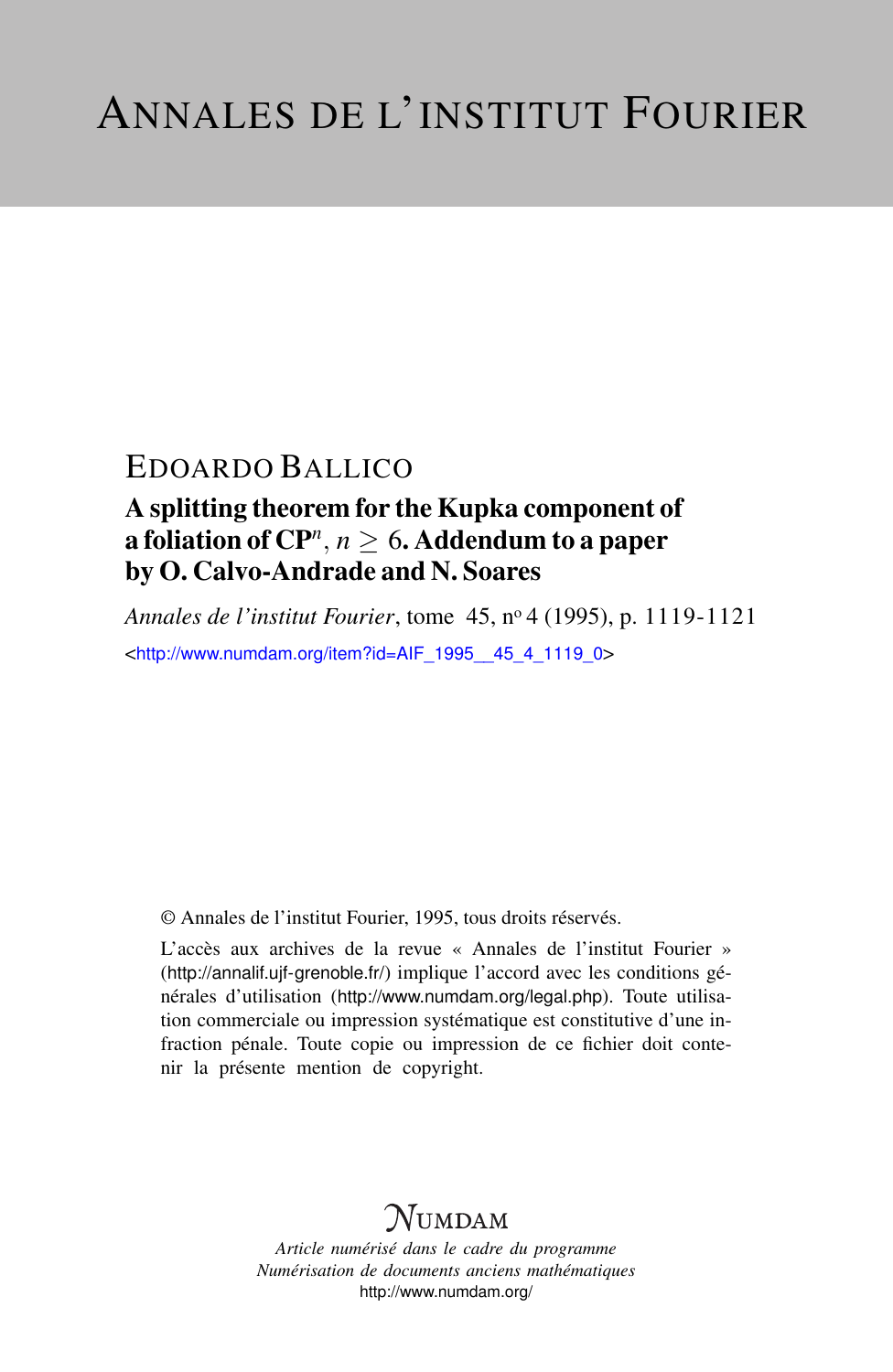# ANNALES DE L'INSTITUT FOURIER

EDOARDO BALLICO

## A splitting theorem for the Kupka component of a foliation of $\mathbf{CP}^n$, $n \geq 6$. Addendum to a paper by O. Calvo-Andrade and N. Soares

*Annales de l'institut Fourier*, tome 45, n$^o$ 4 (1995), p. 1119-1121

<http://www.numdam.org/item?id=AIF_1995__45_4_1119_0>

© Annales de l'institut Fourier, 1995, tous droits réservés.

L'accès aux archives de la revue « Annales de l'institut Fourier » (http://annalif.ujf-grenoble.fr/) implique l'accord avec les conditions générales d'utilisation (http://www.numdam.org/legal.php). Toute utilisation commerciale ou impression systématique est constitutive d'une infraction pénale. Toute copie ou impression de ce fichier doit contenir la présente mention de copyright.

NUMDAM

*Article numérisé dans le cadre du programme*
*Numérisation de documents anciens mathématiques*
http://www.numdam.org/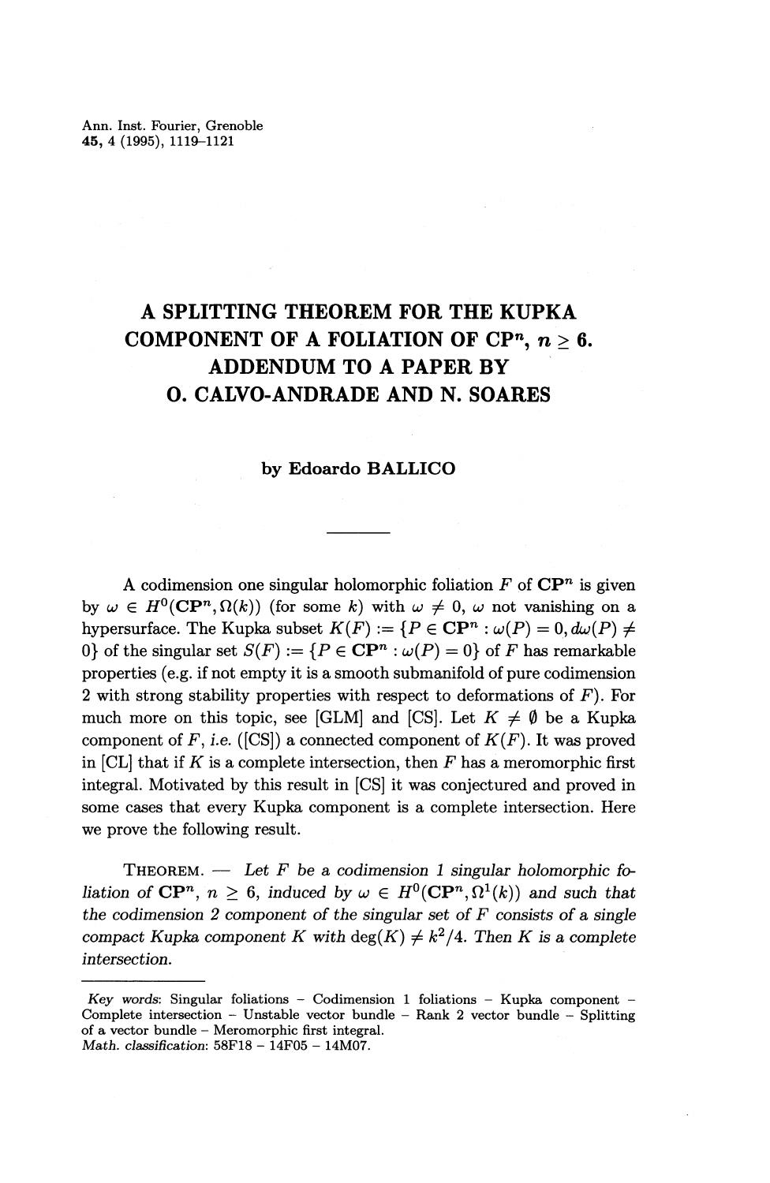Ann. Inst. Fourier, Grenoble
**45**, 4 (1995), 1119–1121

# A SPLITTING THEOREM FOR THE KUPKA COMPONENT OF A FOLIATION OF CP$^n$, $n \geq 6$. ADDENDUM TO A PAPER BY O. CALVO-ANDRADE AND N. SOARES

**by Edoardo BALLICO**

---

A codimension one singular holomorphic foliation $F$ of $\mathbf{CP}^n$ is given by $\omega \in H^0(\mathbf{CP}^n, \Omega(k))$ (for some $k$) with $\omega \neq 0$, $\omega$ not vanishing on a hypersurface. The Kupka subset $K(F) := \{P \in \mathbf{CP}^n : \omega(P) = 0, d\omega(P) \neq 0\}$ of the singular set $S(F) := \{P \in \mathbf{CP}^n : \omega(P) = 0\}$ of $F$ has remarkable properties (e.g. if not empty it is a smooth submanifold of pure codimension 2 with strong stability properties with respect to deformations of $F$). For much more on this topic, see [GLM] and [CS]. Let $K \neq \emptyset$ be a Kupka component of $F$, *i.e.* ([CS]) a connected component of $K(F)$. It was proved in [CL] that if $K$ is a complete intersection, then $F$ has a meromorphic first integral. Motivated by this result in [CS] it was conjectured and proved in some cases that every Kupka component is a complete intersection. Here we prove the following result.

THEOREM. — *Let $F$ be a codimension 1 singular holomorphic foliation of $\mathbf{CP}^n$, $n \geq 6$, induced by $\omega \in H^0(\mathbf{CP}^n, \Omega^1(k))$ and such that the codimension 2 component of the singular set of $F$ consists of a single compact Kupka component $K$ with $\deg(K) \neq k^2/4$. Then $K$ is a complete intersection.*

---

*Key words*: Singular foliations – Codimension 1 foliations – Kupka component – Complete intersection – Unstable vector bundle – Rank 2 vector bundle – Splitting of a vector bundle – Meromorphic first integral.
*Math. classification*: 58F18 – 14F05 – 14M07.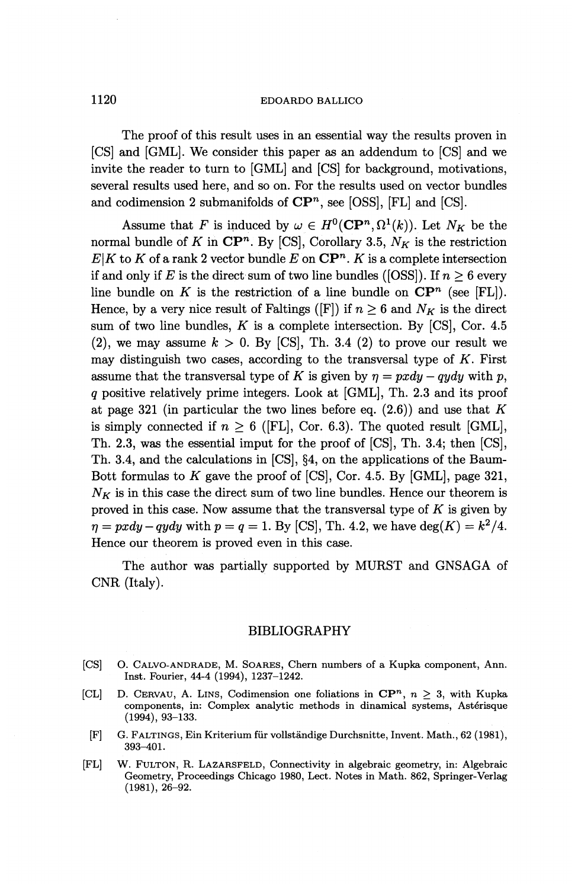The proof of this result uses in an essential way the results proven in [CS] and [GML]. We consider this paper as an addendum to [CS] and we invite the reader to turn to [GML] and [CS] for background, motivations, several results used here, and so on. For the results used on vector bundles and codimension 2 submanifolds of $\mathbf{CP}^n$, see [OSS], [FL] and [CS].

Assume that $F$ is induced by $\omega \in H^0(\mathbf{CP}^n, \Omega^1(k))$. Let $N_K$ be the normal bundle of $K$ in $\mathbf{CP}^n$. By [CS], Corollary 3.5, $N_K$ is the restriction $E|K$ to $K$ of a rank 2 vector bundle $E$ on $\mathbf{CP}^n$. $K$ is a complete intersection if and only if $E$ is the direct sum of two line bundles ([OSS]). If $n \geq 6$ every line bundle on $K$ is the restriction of a line bundle on $\mathbf{CP}^n$ (see [FL]). Hence, by a very nice result of Faltings ([F]) if $n \geq 6$ and $N_K$ is the direct sum of two line bundles, $K$ is a complete intersection. By [CS], Cor. 4.5 (2), we may assume $k > 0$. By [CS], Th. 3.4 (2) to prove our result we may distinguish two cases, according to the transversal type of $K$. First assume that the transversal type of $K$ is given by $\eta = pxdy - qydy$ with $p$, $q$ positive relatively prime integers. Look at [GML], Th. 2.3 and its proof at page 321 (in particular the two lines before eq. (2.6)) and use that $K$ is simply connected if $n \geq 6$ ([FL], Cor. 6.3). The quoted result [GML], Th. 2.3, was the essential imput for the proof of [CS], Th. 3.4; then [CS], Th. 3.4, and the calculations in [CS], §4, on the applications of the Baum-Bott formulas to $K$ gave the proof of [CS], Cor. 4.5. By [GML], page 321, $N_K$ is in this case the direct sum of two line bundles. Hence our theorem is proved in this case. Now assume that the transversal type of $K$ is given by $\eta = pxdy - qydy$ with $p = q = 1$. By [CS], Th. 4.2, we have $\deg(K) = k^2/4$. Hence our theorem is proved even in this case.

The author was partially supported by MURST and GNSAGA of CNR (Italy).

## BIBLIOGRAPHY

[CS] O. Calvo-Andrade, M. Soares, Chern numbers of a Kupka component, Ann. Inst. Fourier, 44-4 (1994), 1237–1242.

[CL] D. Cervau, A. Lins, Codimension one foliations in $\mathbf{CP}^n$, $n \geq 3$, with Kupka components, in: Complex analytic methods in dinamical systems, Astérisque (1994), 93–133.

[F] G. Faltings, Ein Kriterium für vollständige Durchsnitte, Invent. Math., 62 (1981), 393–401.

[FL] W. Fulton, R. Lazarsfeld, Connectivity in algebraic geometry, in: Algebraic Geometry, Proceedings Chicago 1980, Lect. Notes in Math. 862, Springer-Verlag (1981), 26–92.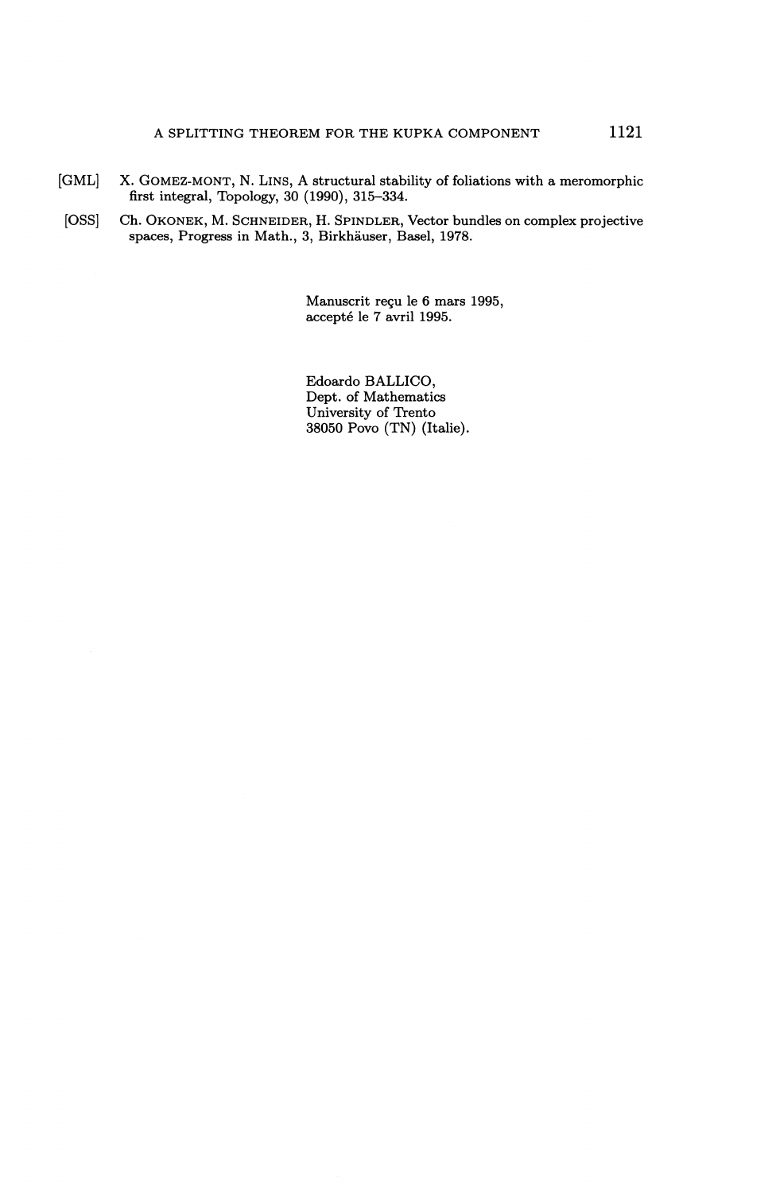[GML] X. Gomez-Mont, N. Lins, A structural stability of foliations with a meromorphic first integral, Topology, 30 (1990), 315–334.

[OSS] Ch. Okonek, M. Schneider, H. Spindler, Vector bundles on complex projective spaces, Progress in Math., 3, Birkhäuser, Basel, 1978.

Manuscrit reçu le 6 mars 1995,
accepté le 7 avril 1995.

Edoardo BALLICO,
Dept. of Mathematics
University of Trento
38050 Povo (TN) (Italie).